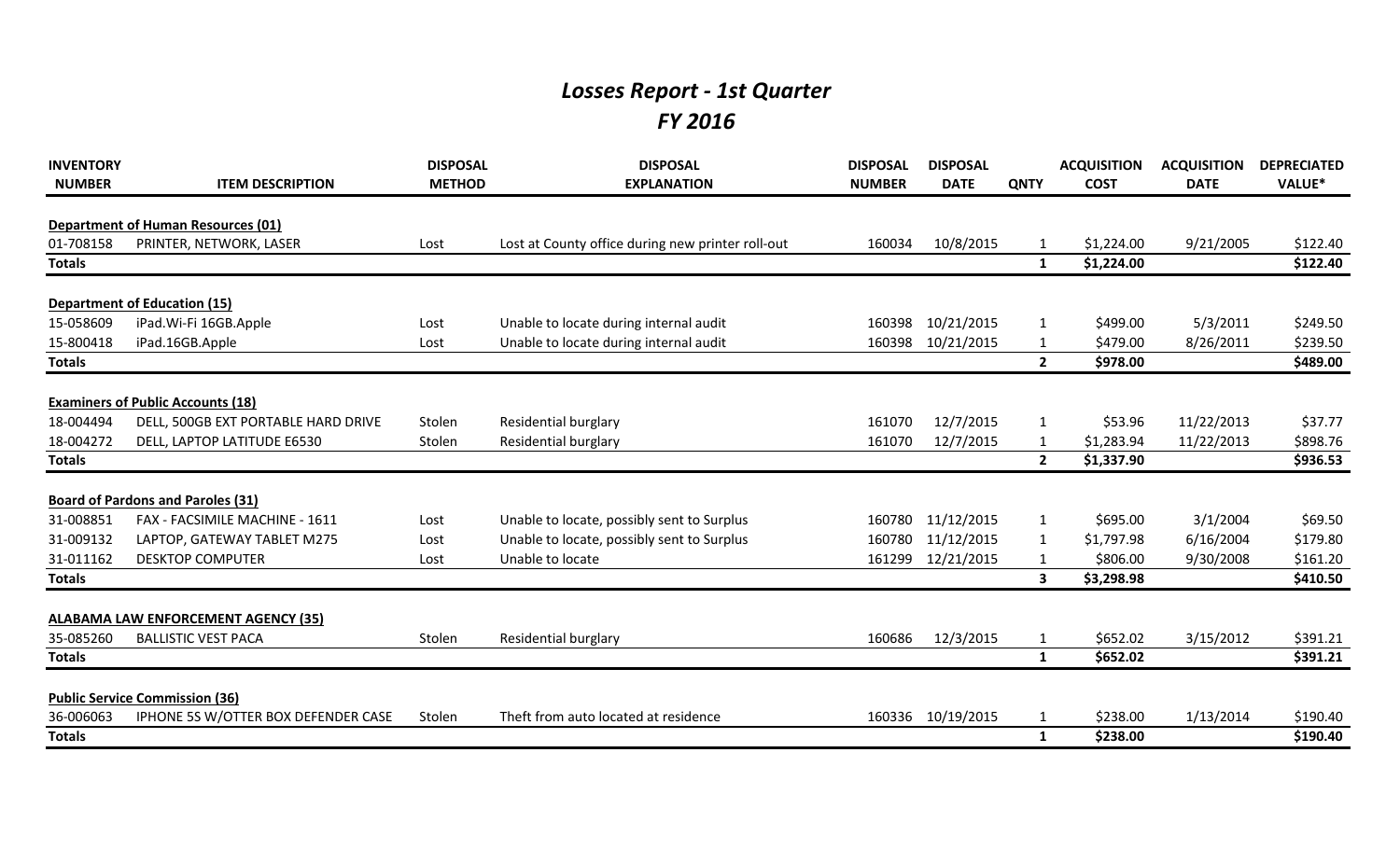# *Losses Report - 1st Quarter*
# *FY 2016*

| INVENTORY NUMBER | ITEM DESCRIPTION | DISPOSAL METHOD | DISPOSAL EXPLANATION | DISPOSAL NUMBER | DISPOSAL DATE | QNTY | ACQUISITION COST | ACQUISITION DATE | DEPRECIATED VALUE* |
|---|---|---|---|---|---|---|---|---|---|
| **Department of Human Resources (01)** | | | | | | | | | |
| 01-708158 | PRINTER, NETWORK, LASER | Lost | Lost at County office during new printer roll-out | 160034 | 10/8/2015 | 1 | $1,224.00 | 9/21/2005 | $122.40 |
| **Totals** | | | | | | **1** | **$1,224.00** | | **$122.40** |
| **Department of Education (15)** | | | | | | | | | |
| 15-058609 | iPad.Wi-Fi 16GB.Apple | Lost | Unable to locate during internal audit | 160398 | 10/21/2015 | 1 | $499.00 | 5/3/2011 | $249.50 |
| 15-800418 | iPad.16GB.Apple | Lost | Unable to locate during internal audit | 160398 | 10/21/2015 | 1 | $479.00 | 8/26/2011 | $239.50 |
| **Totals** | | | | | | **2** | **$978.00** | | **$489.00** |
| **Examiners of Public Accounts (18)** | | | | | | | | | |
| 18-004494 | DELL, 500GB EXT PORTABLE HARD DRIVE | Stolen | Residential burglary | 161070 | 12/7/2015 | 1 | $53.96 | 11/22/2013 | $37.77 |
| 18-004272 | DELL, LAPTOP LATITUDE E6530 | Stolen | Residential burglary | 161070 | 12/7/2015 | 1 | $1,283.94 | 11/22/2013 | $898.76 |
| **Totals** | | | | | | **2** | **$1,337.90** | | **$936.53** |
| **Board of Pardons and Paroles (31)** | | | | | | | | | |
| 31-008851 | FAX - FACSIMILE MACHINE - 1611 | Lost | Unable to locate, possibly sent to Surplus | 160780 | 11/12/2015 | 1 | $695.00 | 3/1/2004 | $69.50 |
| 31-009132 | LAPTOP, GATEWAY TABLET M275 | Lost | Unable to locate, possibly sent to Surplus | 160780 | 11/12/2015 | 1 | $1,797.98 | 6/16/2004 | $179.80 |
| 31-011162 | DESKTOP COMPUTER | Lost | Unable to locate | 161299 | 12/21/2015 | 1 | $806.00 | 9/30/2008 | $161.20 |
| **Totals** | | | | | | **3** | **$3,298.98** | | **$410.50** |
| **ALABAMA LAW ENFORCEMENT AGENCY (35)** | | | | | | | | | |
| 35-085260 | BALLISTIC VEST PACA | Stolen | Residential burglary | 160686 | 12/3/2015 | 1 | $652.02 | 3/15/2012 | $391.21 |
| **Totals** | | | | | | **1** | **$652.02** | | **$391.21** |
| **Public Service Commission (36)** | | | | | | | | | |
| 36-006063 | IPHONE 5S W/OTTER BOX DEFENDER CASE | Stolen | Theft from auto located at residence | 160336 | 10/19/2015 | 1 | $238.00 | 1/13/2014 | $190.40 |
| **Totals** | | | | | | **1** | **$238.00** | | **$190.40** |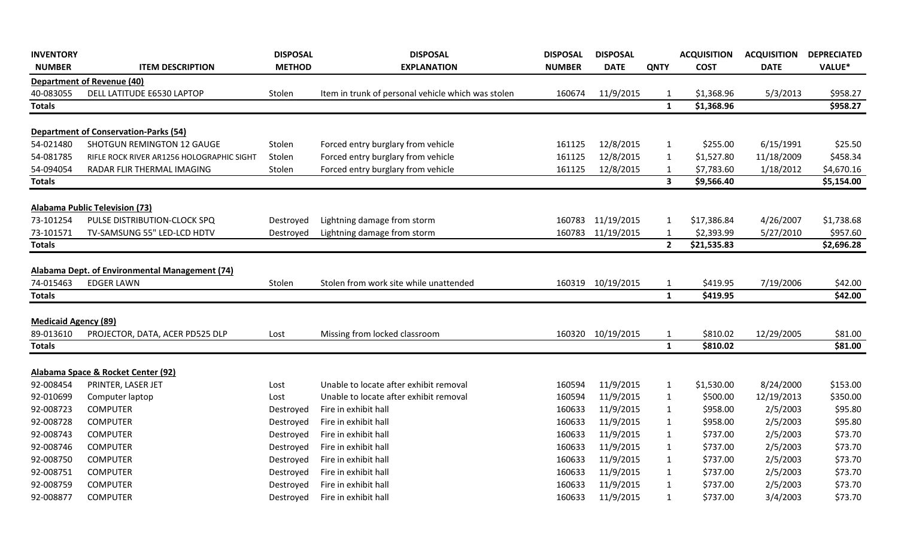| INVENTORY NUMBER | ITEM DESCRIPTION | DISPOSAL METHOD | DISPOSAL EXPLANATION | DISPOSAL NUMBER | DISPOSAL DATE | QNTY | ACQUISITION COST | ACQUISITION DATE | DEPRECIATED VALUE* |
|---|---|---|---|---|---|---|---|---|---|
| **Department of Revenue (40)** | | | | | | | | | |
| 40-083055 | DELL LATITUDE E6530 LAPTOP | Stolen | Item in trunk of personal vehicle which was stolen | 160674 | 11/9/2015 | 1 | $1,368.96 | 5/3/2013 | $958.27 |
| **Totals** | | | | | | **1** | **$1,368.96** | | **$958.27** |
| **Department of Conservation-Parks (54)** | | | | | | | | | |
| 54-021480 | SHOTGUN REMINGTON 12 GAUGE | Stolen | Forced entry burglary from vehicle | 161125 | 12/8/2015 | 1 | $255.00 | 6/15/1991 | $25.50 |
| 54-081785 | RIFLE ROCK RIVER AR1256 HOLOGRAPHIC SIGHT | Stolen | Forced entry burglary from vehicle | 161125 | 12/8/2015 | 1 | $1,527.80 | 11/18/2009 | $458.34 |
| 54-094054 | RADAR FLIR THERMAL IMAGING | Stolen | Forced entry burglary from vehicle | 161125 | 12/8/2015 | 1 | $7,783.60 | 1/18/2012 | $4,670.16 |
| **Totals** | | | | | | **3** | **$9,566.40** | | **$5,154.00** |
| **Alabama Public Television (73)** | | | | | | | | | |
| 73-101254 | PULSE DISTRIBUTION-CLOCK SPQ | Destroyed | Lightning damage from storm | 160783 | 11/19/2015 | 1 | $17,386.84 | 4/26/2007 | $1,738.68 |
| 73-101571 | TV-SAMSUNG 55" LED-LCD HDTV | Destroyed | Lightning damage from storm | 160783 | 11/19/2015 | 1 | $2,393.99 | 5/27/2010 | $957.60 |
| **Totals** | | | | | | **2** | **$21,535.83** | | **$2,696.28** |
| **Alabama Dept. of Environmental Management (74)** | | | | | | | | | |
| 74-015463 | EDGER LAWN | Stolen | Stolen from work site while unattended | 160319 | 10/19/2015 | 1 | $419.95 | 7/19/2006 | $42.00 |
| **Totals** | | | | | | **1** | **$419.95** | | **$42.00** |
| **Medicaid Agency (89)** | | | | | | | | | |
| 89-013610 | PROJECTOR, DATA, ACER PD525 DLP | Lost | Missing from locked classroom | 160320 | 10/19/2015 | 1 | $810.02 | 12/29/2005 | $81.00 |
| **Totals** | | | | | | **1** | **$810.02** | | **$81.00** |
| **Alabama Space & Rocket Center (92)** | | | | | | | | | |
| 92-008454 | PRINTER, LASER JET | Lost | Unable to locate after exhibit removal | 160594 | 11/9/2015 | 1 | $1,530.00 | 8/24/2000 | $153.00 |
| 92-010699 | Computer laptop | Lost | Unable to locate after exhibit removal | 160594 | 11/9/2015 | 1 | $500.00 | 12/19/2013 | $350.00 |
| 92-008723 | COMPUTER | Destroyed | Fire in exhibit hall | 160633 | 11/9/2015 | 1 | $958.00 | 2/5/2003 | $95.80 |
| 92-008728 | COMPUTER | Destroyed | Fire in exhibit hall | 160633 | 11/9/2015 | 1 | $958.00 | 2/5/2003 | $95.80 |
| 92-008743 | COMPUTER | Destroyed | Fire in exhibit hall | 160633 | 11/9/2015 | 1 | $737.00 | 2/5/2003 | $73.70 |
| 92-008746 | COMPUTER | Destroyed | Fire in exhibit hall | 160633 | 11/9/2015 | 1 | $737.00 | 2/5/2003 | $73.70 |
| 92-008750 | COMPUTER | Destroyed | Fire in exhibit hall | 160633 | 11/9/2015 | 1 | $737.00 | 2/5/2003 | $73.70 |
| 92-008751 | COMPUTER | Destroyed | Fire in exhibit hall | 160633 | 11/9/2015 | 1 | $737.00 | 2/5/2003 | $73.70 |
| 92-008759 | COMPUTER | Destroyed | Fire in exhibit hall | 160633 | 11/9/2015 | 1 | $737.00 | 2/5/2003 | $73.70 |
| 92-008877 | COMPUTER | Destroyed | Fire in exhibit hall | 160633 | 11/9/2015 | 1 | $737.00 | 3/4/2003 | $73.70 |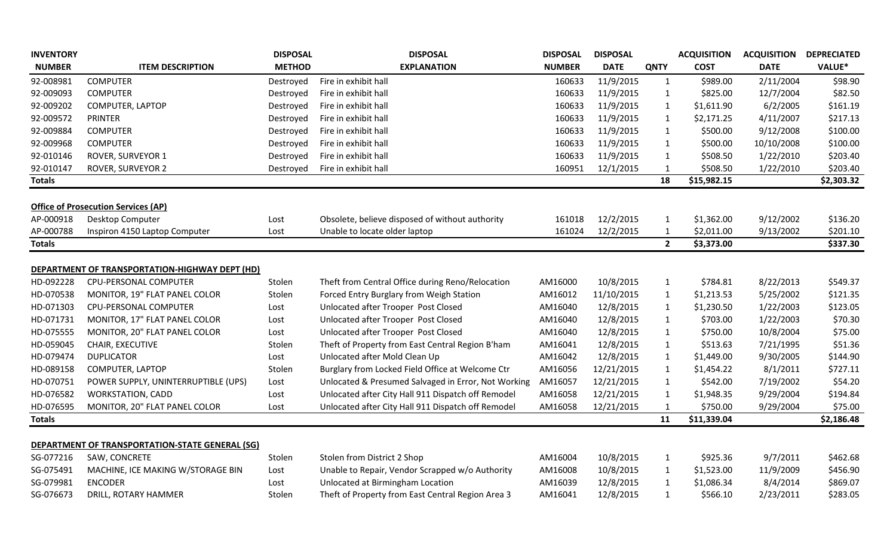| INVENTORY NUMBER | ITEM DESCRIPTION | DISPOSAL METHOD | DISPOSAL EXPLANATION | DISPOSAL NUMBER | DISPOSAL DATE | QNTY | ACQUISITION COST | ACQUISITION DATE | DEPRECIATED VALUE* |
|---|---|---|---|---|---|---|---|---|---|
| 92-008981 | COMPUTER | Destroyed | Fire in exhibit hall | 160633 | 11/9/2015 | 1 | $989.00 | 2/11/2004 | $98.90 |
| 92-009093 | COMPUTER | Destroyed | Fire in exhibit hall | 160633 | 11/9/2015 | 1 | $825.00 | 12/7/2004 | $82.50 |
| 92-009202 | COMPUTER, LAPTOP | Destroyed | Fire in exhibit hall | 160633 | 11/9/2015 | 1 | $1,611.90 | 6/2/2005 | $161.19 |
| 92-009572 | PRINTER | Destroyed | Fire in exhibit hall | 160633 | 11/9/2015 | 1 | $2,171.25 | 4/11/2007 | $217.13 |
| 92-009884 | COMPUTER | Destroyed | Fire in exhibit hall | 160633 | 11/9/2015 | 1 | $500.00 | 9/12/2008 | $100.00 |
| 92-009968 | COMPUTER | Destroyed | Fire in exhibit hall | 160633 | 11/9/2015 | 1 | $500.00 | 10/10/2008 | $100.00 |
| 92-010146 | ROVER, SURVEYOR 1 | Destroyed | Fire in exhibit hall | 160633 | 11/9/2015 | 1 | $508.50 | 1/22/2010 | $203.40 |
| 92-010147 | ROVER, SURVEYOR 2 | Destroyed | Fire in exhibit hall | 160951 | 12/1/2015 | 1 | $508.50 | 1/22/2010 | $203.40 |
| **Totals** | | | | | | **18** | **$15,982.15** | | **$2,303.32** |
| | | | | | | | | | |
| **Office of Prosecution Services (AP)** | | | | | | | | | |
| AP-000918 | Desktop Computer | Lost | Obsolete, believe disposed of without authority | 161018 | 12/2/2015 | 1 | $1,362.00 | 9/12/2002 | $136.20 |
| AP-000788 | Inspiron 4150 Laptop Computer | Lost | Unable to locate older laptop | 161024 | 12/2/2015 | 1 | $2,011.00 | 9/13/2002 | $201.10 |
| **Totals** | | | | | | **2** | **$3,373.00** | | **$337.30** |
| | | | | | | | | | |
| **DEPARTMENT OF TRANSPORTATION-HIGHWAY DEPT (HD)** | | | | | | | | | |
| HD-092228 | CPU-PERSONAL COMPUTER | Stolen | Theft from Central Office during Reno/Relocation | AM16000 | 10/8/2015 | 1 | $784.81 | 8/22/2013 | $549.37 |
| HD-070538 | MONITOR, 19" FLAT PANEL COLOR | Stolen | Forced Entry Burglary from Weigh Station | AM16012 | 11/10/2015 | 1 | $1,213.53 | 5/25/2002 | $121.35 |
| HD-071303 | CPU-PERSONAL COMPUTER | Lost | Unlocated after Trooper Post Closed | AM16040 | 12/8/2015 | 1 | $1,230.50 | 1/22/2003 | $123.05 |
| HD-071731 | MONITOR, 17" FLAT PANEL COLOR | Lost | Unlocated after Trooper Post Closed | AM16040 | 12/8/2015 | 1 | $703.00 | 1/22/2003 | $70.30 |
| HD-075555 | MONITOR, 20" FLAT PANEL COLOR | Lost | Unlocated after Trooper Post Closed | AM16040 | 12/8/2015 | 1 | $750.00 | 10/8/2004 | $75.00 |
| HD-059045 | CHAIR, EXECUTIVE | Stolen | Theft of Property from East Central Region B'ham | AM16041 | 12/8/2015 | 1 | $513.63 | 7/21/1995 | $51.36 |
| HD-079474 | DUPLICATOR | Lost | Unlocated after Mold Clean Up | AM16042 | 12/8/2015 | 1 | $1,449.00 | 9/30/2005 | $144.90 |
| HD-089158 | COMPUTER, LAPTOP | Stolen | Burglary from Locked Field Office at Welcome Ctr | AM16056 | 12/21/2015 | 1 | $1,454.22 | 8/1/2011 | $727.11 |
| HD-070751 | POWER SUPPLY, UNINTERRUPTIBLE (UPS) | Lost | Unlocated & Presumed Salvaged in Error, Not Working | AM16057 | 12/21/2015 | 1 | $542.00 | 7/19/2002 | $54.20 |
| HD-076582 | WORKSTATION, CADD | Lost | Unlocated after City Hall 911 Dispatch off Remodel | AM16058 | 12/21/2015 | 1 | $1,948.35 | 9/29/2004 | $194.84 |
| HD-076595 | MONITOR, 20" FLAT PANEL COLOR | Lost | Unlocated after City Hall 911 Dispatch off Remodel | AM16058 | 12/21/2015 | 1 | $750.00 | 9/29/2004 | $75.00 |
| **Totals** | | | | | | **11** | **$11,339.04** | | **$2,186.48** |
| | | | | | | | | | |
| **DEPARTMENT OF TRANSPORTATION-STATE GENERAL (SG)** | | | | | | | | | |
| SG-077216 | SAW, CONCRETE | Stolen | Stolen from District 2 Shop | AM16004 | 10/8/2015 | 1 | $925.36 | 9/7/2011 | $462.68 |
| SG-075491 | MACHINE, ICE MAKING W/STORAGE BIN | Lost | Unable to Repair, Vendor Scrapped w/o Authority | AM16008 | 10/8/2015 | 1 | $1,523.00 | 11/9/2009 | $456.90 |
| SG-079981 | ENCODER | Lost | Unlocated at Birmingham Location | AM16039 | 12/8/2015 | 1 | $1,086.34 | 8/4/2014 | $869.07 |
| SG-076673 | DRILL, ROTARY HAMMER | Stolen | Theft of Property from East Central Region Area 3 | AM16041 | 12/8/2015 | 1 | $566.10 | 2/23/2011 | $283.05 |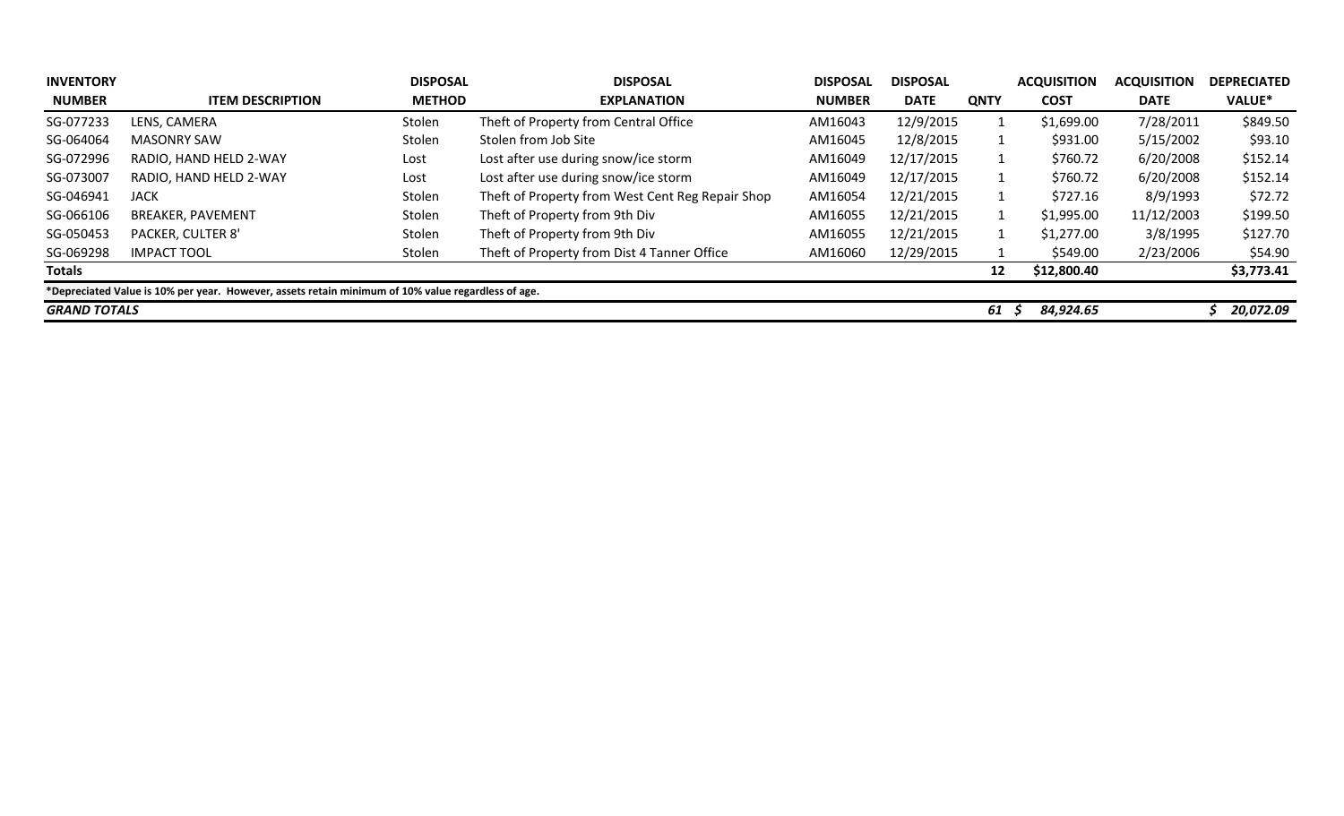| INVENTORY NUMBER | ITEM DESCRIPTION | DISPOSAL METHOD | DISPOSAL EXPLANATION | DISPOSAL NUMBER | DISPOSAL DATE | QNTY | ACQUISITION COST | ACQUISITION DATE | DEPRECIATED VALUE* |
|---|---|---|---|---|---|---|---|---|---|
| SG-077233 | LENS, CAMERA | Stolen | Theft of Property from Central Office | AM16043 | 12/9/2015 | 1 | $1,699.00 | 7/28/2011 | $849.50 |
| SG-064064 | MASONRY SAW | Stolen | Stolen from Job Site | AM16045 | 12/8/2015 | 1 | $931.00 | 5/15/2002 | $93.10 |
| SG-072996 | RADIO, HAND HELD 2-WAY | Lost | Lost after use during snow/ice storm | AM16049 | 12/17/2015 | 1 | $760.72 | 6/20/2008 | $152.14 |
| SG-073007 | RADIO, HAND HELD 2-WAY | Lost | Lost after use during snow/ice storm | AM16049 | 12/17/2015 | 1 | $760.72 | 6/20/2008 | $152.14 |
| SG-046941 | JACK | Stolen | Theft of Property from West Cent Reg Repair Shop | AM16054 | 12/21/2015 | 1 | $727.16 | 8/9/1993 | $72.72 |
| SG-066106 | BREAKER, PAVEMENT | Stolen | Theft of Property from 9th Div | AM16055 | 12/21/2015 | 1 | $1,995.00 | 11/12/2003 | $199.50 |
| SG-050453 | PACKER, CULTER 8' | Stolen | Theft of Property from 9th Div | AM16055 | 12/21/2015 | 1 | $1,277.00 | 3/8/1995 | $127.70 |
| SG-069298 | IMPACT TOOL | Stolen | Theft of Property from Dist 4 Tanner Office | AM16060 | 12/29/2015 | 1 | $549.00 | 2/23/2006 | $54.90 |
| **Totals** | | | | | | **12** | **$12,800.40** | | **$3,773.41** |
| **\*Depreciated Value is 10% per year. However, assets retain minimum of 10% value regardless of age.** | | | | | | | | | |
| ***GRAND TOTALS*** | | | | | | ***61*** | ***$ 84,924.65*** | | ***$ 20,072.09*** |